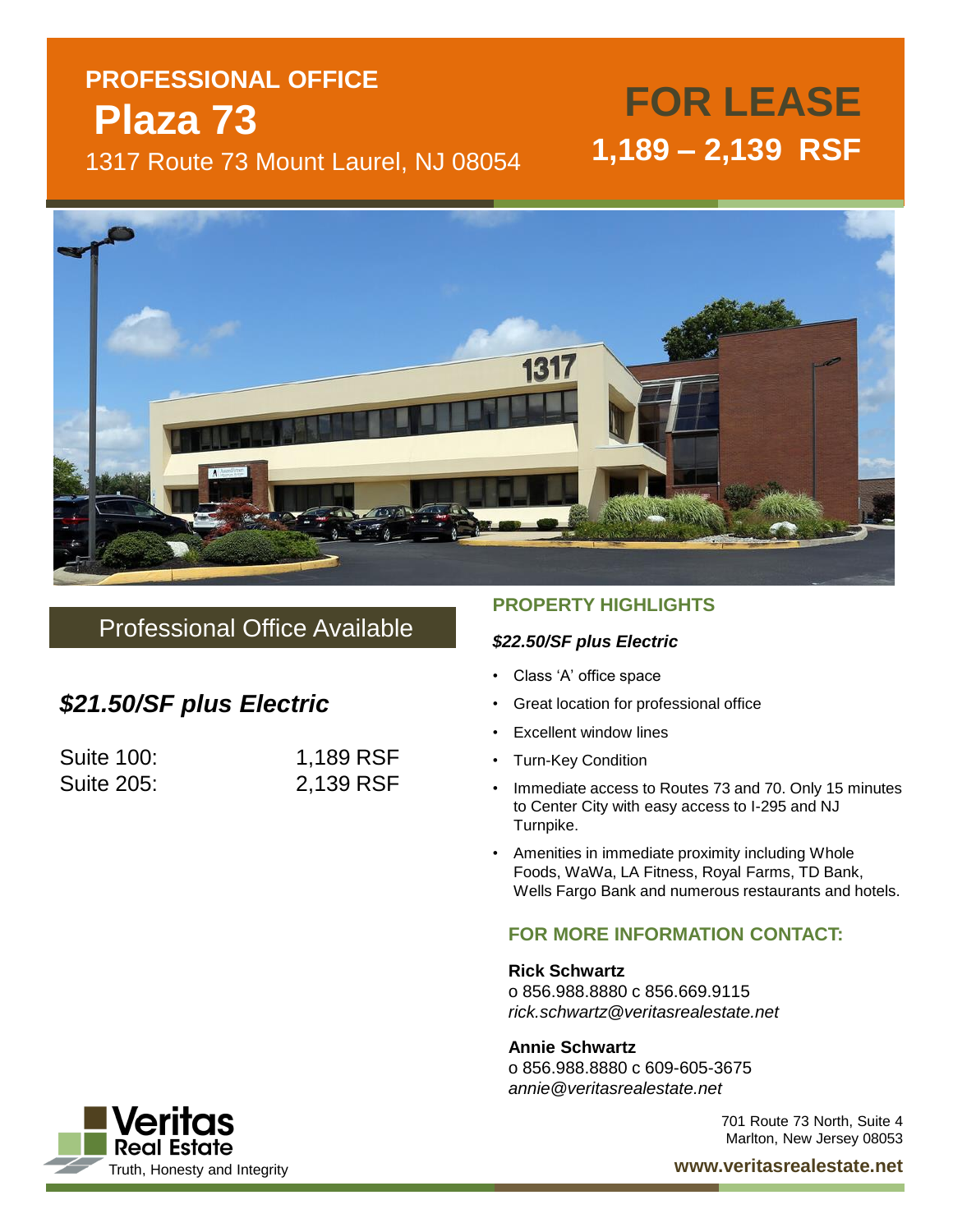**PROFESSIONAL OFFICE**

# Plaza 73

1317 Route 73 Mount Laurel, NJ 08054

## FOR LEASE

**1,189 – 2,139 RSF**

## Professional Office Available

***$21.50/SF plus Electric***

| Suite 100: | 1,189 RSF |
|---|---|
| Suite 205: | 2,139 RSF |

## PROPERTY HIGHLIGHTS

***$22.50/SF plus Electric***

- Class 'A' office space
- Great location for professional office
- Excellent window lines
- Turn-Key Condition
- Immediate access to Routes 73 and 70. Only 15 minutes to Center City with easy access to I-295 and NJ Turnpike.
- Amenities in immediate proximity including Whole Foods, WaWa, LA Fitness, Royal Farms, TD Bank, Wells Fargo Bank and numerous restaurants and hotels.

## FOR MORE INFORMATION CONTACT:

**Rick Schwartz**
o 856.988.8880 c 856.669.9115
*rick.schwartz@veritasrealestate.net*

**Annie Schwartz**
o 856.988.8880 c 609-605-3675
*annie@veritasrealestate.net*

Veritas Real Estate
Truth, Honesty and Integrity

701 Route 73 North, Suite 4
Marlton, New Jersey 08053

**www.veritasrealestate.net**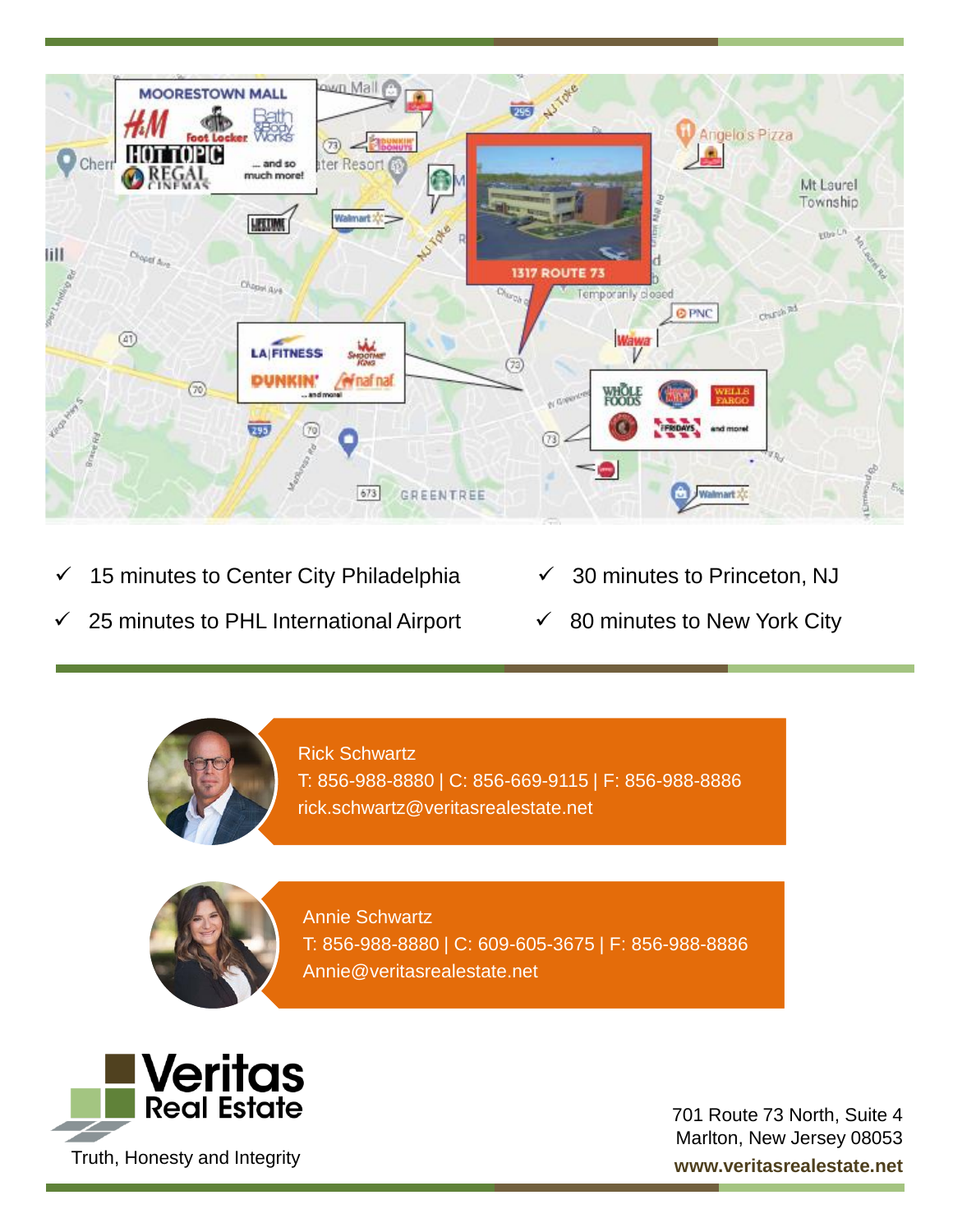- ✓ 15 minutes to Center City Philadelphia
- ✓ 25 minutes to PHL International Airport
- ✓ 30 minutes to Princeton, NJ
- ✓ 80 minutes to New York City

Rick Schwartz
T: 856-988-8880 | C: 856-669-9115 | F: 856-988-8886
rick.schwartz@veritasrealestate.net

Annie Schwartz
T: 856-988-8880 | C: 609-605-3675 | F: 856-988-8886
Annie@veritasrealestate.net

**Veritas Real Estate**

Truth, Honesty and Integrity

701 Route 73 North, Suite 4
Marlton, New Jersey 08053
**www.veritasrealestate.net**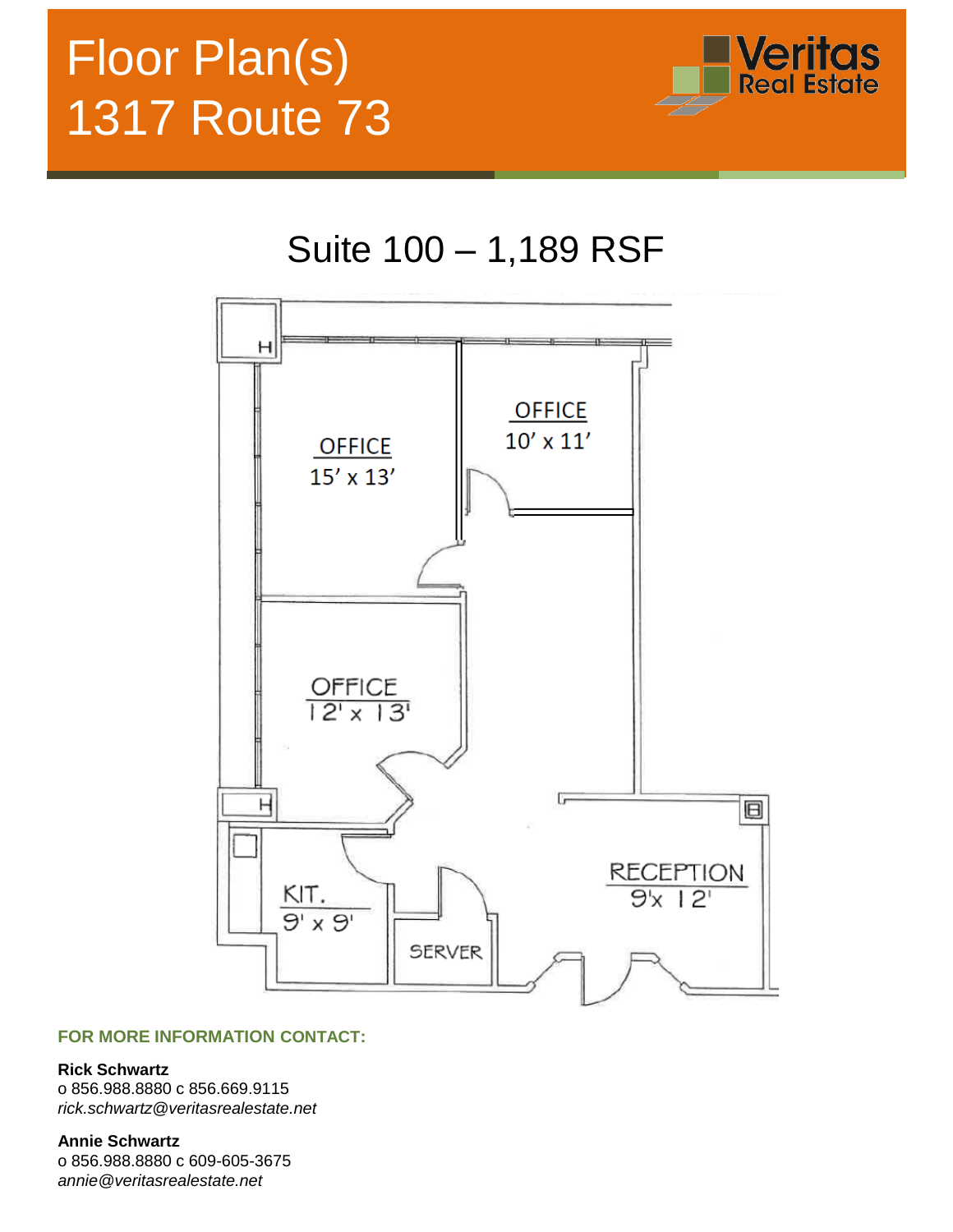# Floor Plan(s)
# 1317 Route 73

## Suite 100 – 1,189 RSF

OFFICE
15' x 13'

OFFICE
10' x 11'

OFFICE
12' x 13'

KIT.
9' x 9'

SERVER

RECEPTION
9'x 12'

**FOR MORE INFORMATION CONTACT:**

**Rick Schwartz**
o 856.988.8880 c 856.669.9115
*rick.schwartz@veritasrealestate.net*

**Annie Schwartz**
o 856.988.8880 c 609-605-3675
*annie@veritasrealestate.net*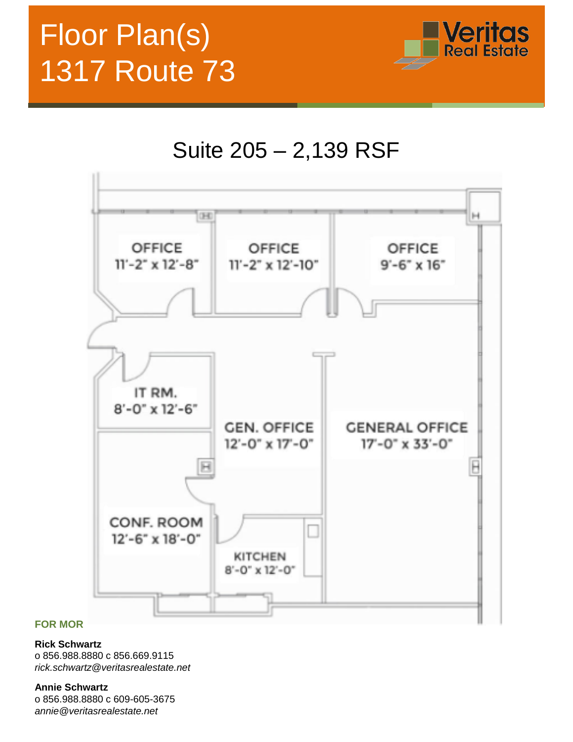# Floor Plan(s)
# 1317 Route 73

## Suite 205 – 2,139 RSF

OFFICE
11'-2" x 12'-8"

OFFICE
11'-2" x 12'-10"

OFFICE
9'-6" x 16"

IT RM.
8'-0" x 12'-6"

GEN. OFFICE
12'-0" x 17'-0"

GENERAL OFFICE
17'-0" x 33'-0"

CONF. ROOM
12'-6" x 18'-0"

KITCHEN
8'-0" x 12'-0"

**FOR MOR**

**Rick Schwartz**
o 856.988.8880 c 856.669.9115
*rick.schwartz@veritasrealestate.net*

**Annie Schwartz**
o 856.988.8880 c 609-605-3675
*annie@veritasrealestate.net*